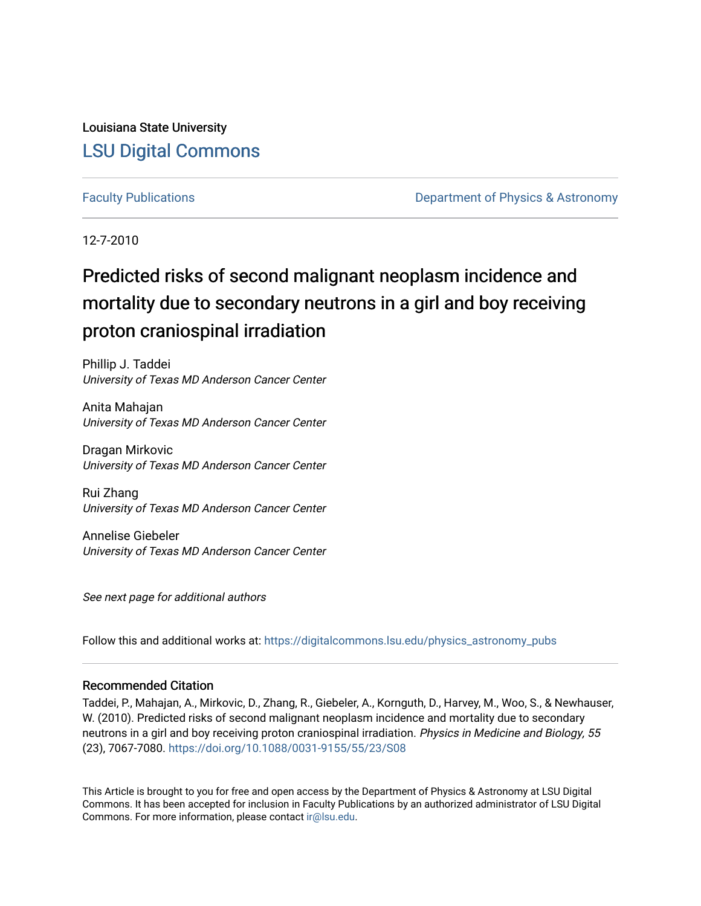Louisiana State University

# LSU Digital Commons

Faculty Publications | Department of Physics & Astronomy

12-7-2010

# Predicted risks of second malignant neoplasm incidence and mortality due to secondary neutrons in a girl and boy receiving proton craniospinal irradiation

Phillip J. Taddei
*University of Texas MD Anderson Cancer Center*

Anita Mahajan
*University of Texas MD Anderson Cancer Center*

Dragan Mirkovic
*University of Texas MD Anderson Cancer Center*

Rui Zhang
*University of Texas MD Anderson Cancer Center*

Annelise Giebeler
*University of Texas MD Anderson Cancer Center*

*See next page for additional authors*

Follow this and additional works at: https://digitalcommons.lsu.edu/physics_astronomy_pubs

### Recommended Citation

Taddei, P., Mahajan, A., Mirkovic, D., Zhang, R., Giebeler, A., Kornguth, D., Harvey, M., Woo, S., & Newhauser, W. (2010). Predicted risks of second malignant neoplasm incidence and mortality due to secondary neutrons in a girl and boy receiving proton craniospinal irradiation. *Physics in Medicine and Biology, 55* (23), 7067-7080. https://doi.org/10.1088/0031-9155/55/23/S08

This Article is brought to you for free and open access by the Department of Physics & Astronomy at LSU Digital Commons. It has been accepted for inclusion in Faculty Publications by an authorized administrator of LSU Digital Commons. For more information, please contact ir@lsu.edu.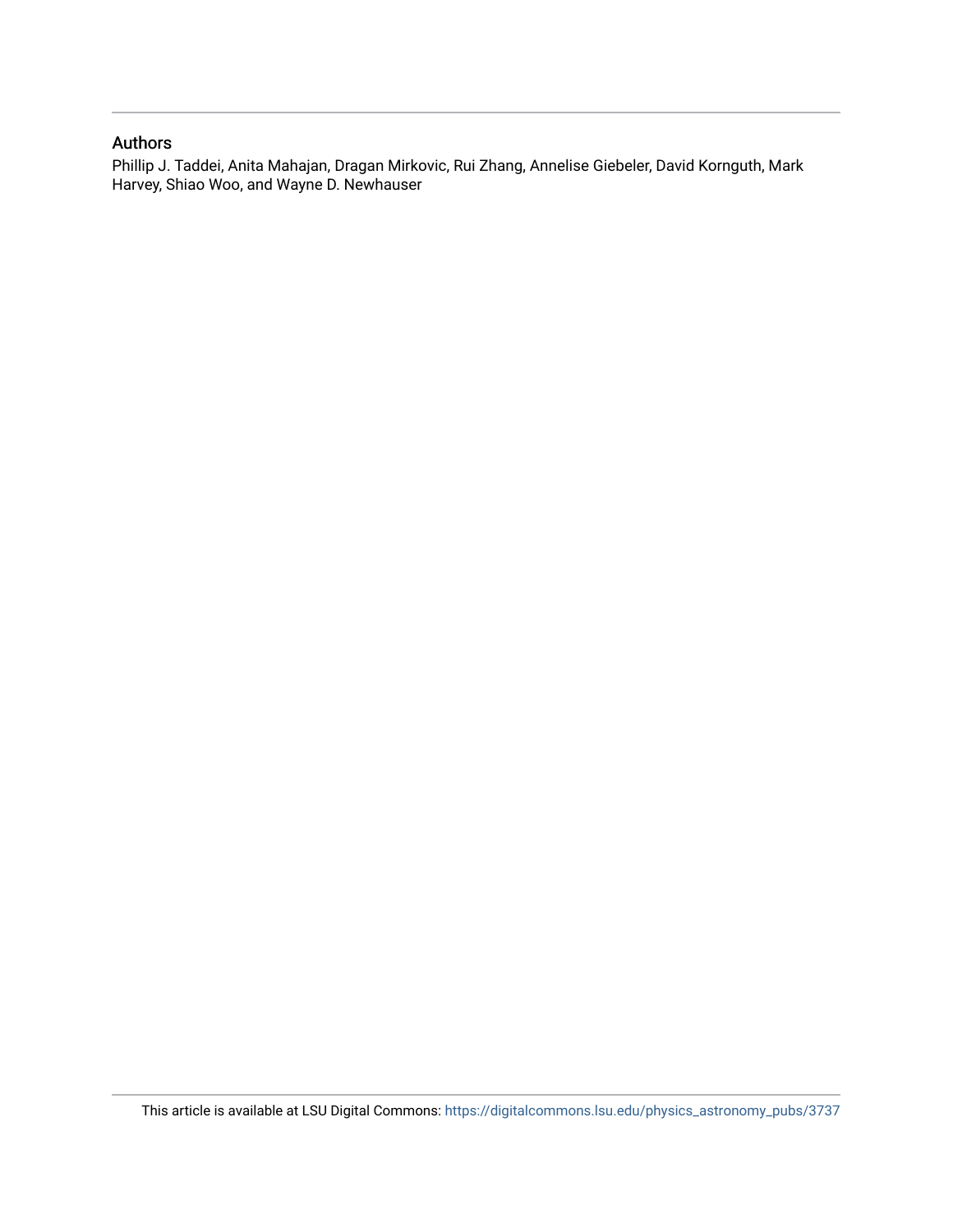## Authors

Phillip J. Taddei, Anita Mahajan, Dragan Mirkovic, Rui Zhang, Annelise Giebeler, David Kornguth, Mark Harvey, Shiao Woo, and Wayne D. Newhauser

This article is available at LSU Digital Commons: https://digitalcommons.lsu.edu/physics_astronomy_pubs/3737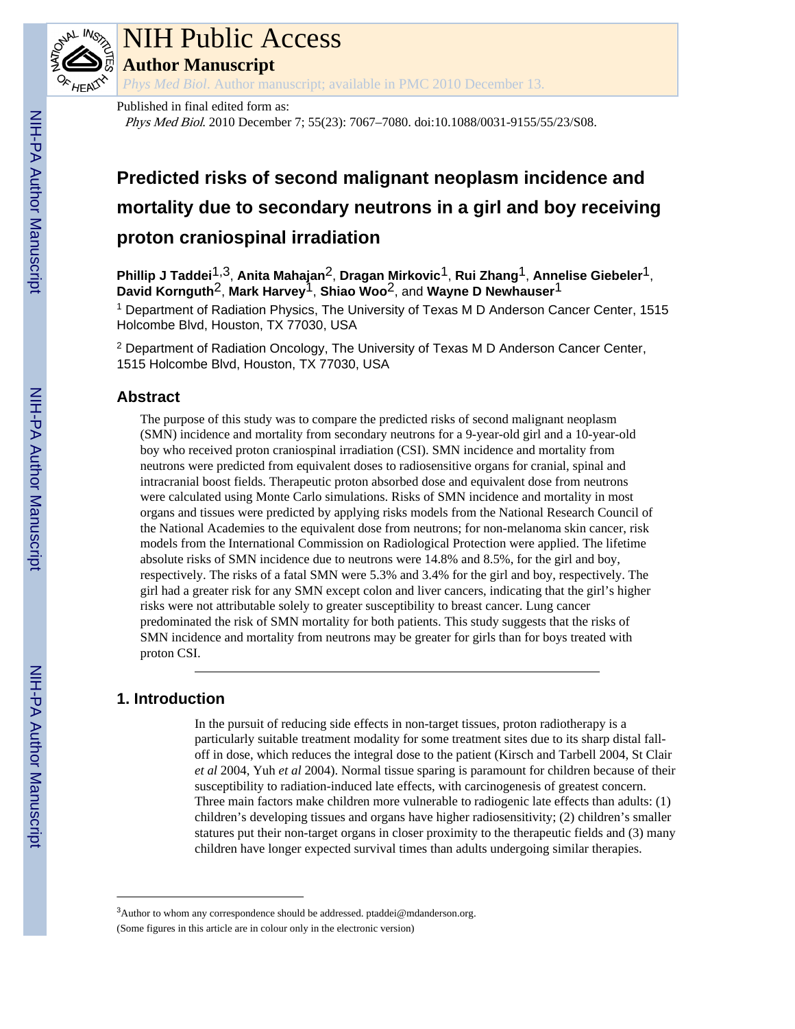Published in final edited form as:

*Phys Med Biol*. 2010 December 7; 55(23): 7067–7080. doi:10.1088/0031-9155/55/23/S08.

# Predicted risks of second malignant neoplasm incidence and mortality due to secondary neutrons in a girl and boy receiving proton craniospinal irradiation

**Phillip J Taddei**[1,3], **Anita Mahajan**[2], **Dragan Mirkovic**[1], **Rui Zhang**[1], **Annelise Giebeler**[1], **David Kornguth**[2], **Mark Harvey**[1], **Shiao Woo**[2], and **Wayne D Newhauser**[1]

[1] Department of Radiation Physics, The University of Texas M D Anderson Cancer Center, 1515 Holcombe Blvd, Houston, TX 77030, USA

[2] Department of Radiation Oncology, The University of Texas M D Anderson Cancer Center, 1515 Holcombe Blvd, Houston, TX 77030, USA

## Abstract

The purpose of this study was to compare the predicted risks of second malignant neoplasm (SMN) incidence and mortality from secondary neutrons for a 9-year-old girl and a 10-year-old boy who received proton craniospinal irradiation (CSI). SMN incidence and mortality from neutrons were predicted from equivalent doses to radiosensitive organs for cranial, spinal and intracranial boost fields. Therapeutic proton absorbed dose and equivalent dose from neutrons were calculated using Monte Carlo simulations. Risks of SMN incidence and mortality in most organs and tissues were predicted by applying risks models from the National Research Council of the National Academies to the equivalent dose from neutrons; for non-melanoma skin cancer, risk models from the International Commission on Radiological Protection were applied. The lifetime absolute risks of SMN incidence due to neutrons were 14.8% and 8.5%, for the girl and boy, respectively. The risks of a fatal SMN were 5.3% and 3.4% for the girl and boy, respectively. The girl had a greater risk for any SMN except colon and liver cancers, indicating that the girl's higher risks were not attributable solely to greater susceptibility to breast cancer. Lung cancer predominated the risk of SMN mortality for both patients. This study suggests that the risks of SMN incidence and mortality from neutrons may be greater for girls than for boys treated with proton CSI.

## 1. Introduction

In the pursuit of reducing side effects in non-target tissues, proton radiotherapy is a particularly suitable treatment modality for some treatment sites due to its sharp distal fall-off in dose, which reduces the integral dose to the patient (Kirsch and Tarbell 2004, St Clair *et al* 2004, Yuh *et al* 2004). Normal tissue sparing is paramount for children because of their susceptibility to radiation-induced late effects, with carcinogenesis of greatest concern. Three main factors make children more vulnerable to radiogenic late effects than adults: (1) children's developing tissues and organs have higher radiosensitivity; (2) children's smaller statures put their non-target organs in closer proximity to the therapeutic fields and (3) many children have longer expected survival times than adults undergoing similar therapies.

[3] Author to whom any correspondence should be addressed. ptaddei@mdanderson.org.

(Some figures in this article are in colour only in the electronic version)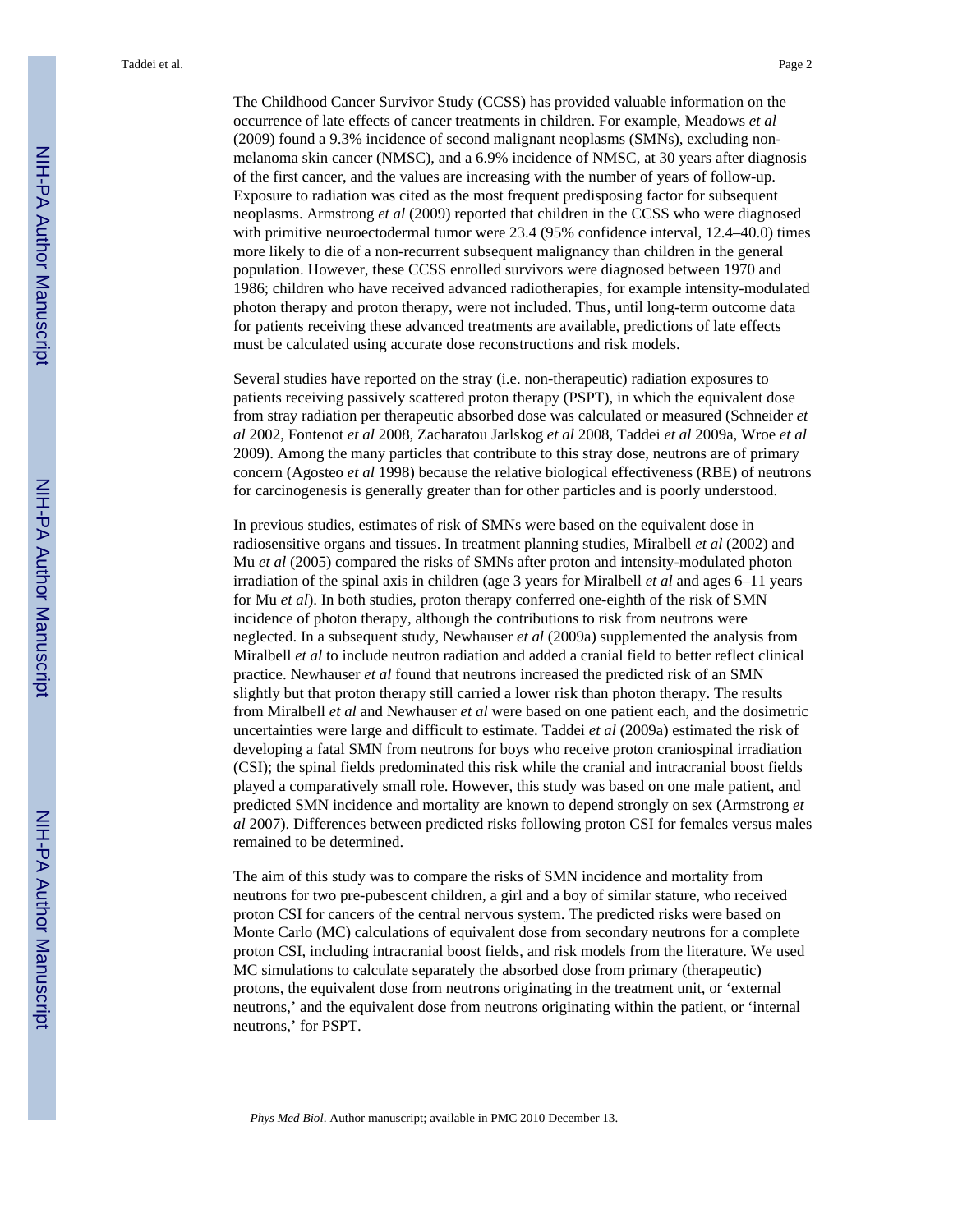The Childhood Cancer Survivor Study (CCSS) has provided valuable information on the occurrence of late effects of cancer treatments in children. For example, Meadows *et al* (2009) found a 9.3% incidence of second malignant neoplasms (SMNs), excluding non-melanoma skin cancer (NMSC), and a 6.9% incidence of NMSC, at 30 years after diagnosis of the first cancer, and the values are increasing with the number of years of follow-up. Exposure to radiation was cited as the most frequent predisposing factor for subsequent neoplasms. Armstrong *et al* (2009) reported that children in the CCSS who were diagnosed with primitive neuroectodermal tumor were 23.4 (95% confidence interval, 12.4–40.0) times more likely to die of a non-recurrent subsequent malignancy than children in the general population. However, these CCSS enrolled survivors were diagnosed between 1970 and 1986; children who have received advanced radiotherapies, for example intensity-modulated photon therapy and proton therapy, were not included. Thus, until long-term outcome data for patients receiving these advanced treatments are available, predictions of late effects must be calculated using accurate dose reconstructions and risk models.

Several studies have reported on the stray (i.e. non-therapeutic) radiation exposures to patients receiving passively scattered proton therapy (PSPT), in which the equivalent dose from stray radiation per therapeutic absorbed dose was calculated or measured (Schneider *et al* 2002, Fontenot *et al* 2008, Zacharatou Jarlskog *et al* 2008, Taddei *et al* 2009a, Wroe *et al* 2009). Among the many particles that contribute to this stray dose, neutrons are of primary concern (Agosteo *et al* 1998) because the relative biological effectiveness (RBE) of neutrons for carcinogenesis is generally greater than for other particles and is poorly understood.

In previous studies, estimates of risk of SMNs were based on the equivalent dose in radiosensitive organs and tissues. In treatment planning studies, Miralbell *et al* (2002) and Mu *et al* (2005) compared the risks of SMNs after proton and intensity-modulated photon irradiation of the spinal axis in children (age 3 years for Miralbell *et al* and ages 6–11 years for Mu *et al*). In both studies, proton therapy conferred one-eighth of the risk of SMN incidence of photon therapy, although the contributions to risk from neutrons were neglected. In a subsequent study, Newhauser *et al* (2009a) supplemented the analysis from Miralbell *et al* to include neutron radiation and added a cranial field to better reflect clinical practice. Newhauser *et al* found that neutrons increased the predicted risk of an SMN slightly but that proton therapy still carried a lower risk than photon therapy. The results from Miralbell *et al* and Newhauser *et al* were based on one patient each, and the dosimetric uncertainties were large and difficult to estimate. Taddei *et al* (2009a) estimated the risk of developing a fatal SMN from neutrons for boys who receive proton craniospinal irradiation (CSI); the spinal fields predominated this risk while the cranial and intracranial boost fields played a comparatively small role. However, this study was based on one male patient, and predicted SMN incidence and mortality are known to depend strongly on sex (Armstrong *et al* 2007). Differences between predicted risks following proton CSI for females versus males remained to be determined.

The aim of this study was to compare the risks of SMN incidence and mortality from neutrons for two pre-pubescent children, a girl and a boy of similar stature, who received proton CSI for cancers of the central nervous system. The predicted risks were based on Monte Carlo (MC) calculations of equivalent dose from secondary neutrons for a complete proton CSI, including intracranial boost fields, and risk models from the literature. We used MC simulations to calculate separately the absorbed dose from primary (therapeutic) protons, the equivalent dose from neutrons originating in the treatment unit, or 'external neutrons,' and the equivalent dose from neutrons originating within the patient, or 'internal neutrons,' for PSPT.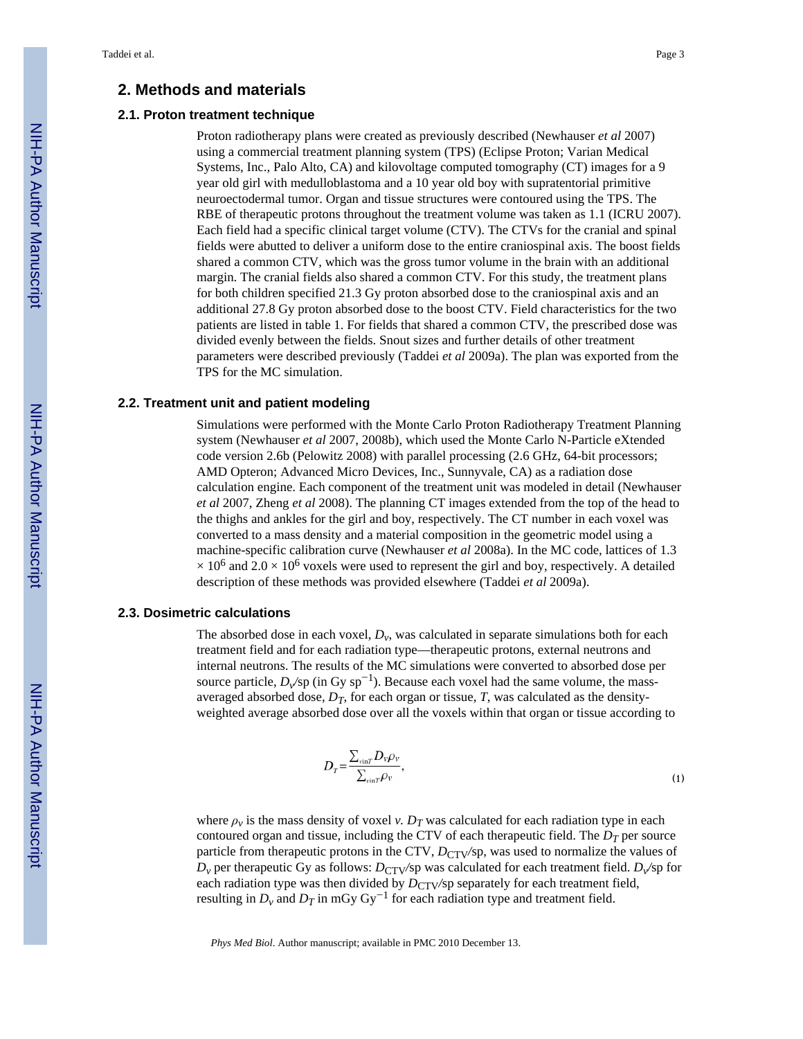## 2. Methods and materials

### 2.1. Proton treatment technique

Proton radiotherapy plans were created as previously described (Newhauser *et al* 2007) using a commercial treatment planning system (TPS) (Eclipse Proton; Varian Medical Systems, Inc., Palo Alto, CA) and kilovoltage computed tomography (CT) images for a 9 year old girl with medulloblastoma and a 10 year old boy with supratentorial primitive neuroectodermal tumor. Organ and tissue structures were contoured using the TPS. The RBE of therapeutic protons throughout the treatment volume was taken as 1.1 (ICRU 2007). Each field had a specific clinical target volume (CTV). The CTVs for the cranial and spinal fields were abutted to deliver a uniform dose to the entire craniospinal axis. The boost fields shared a common CTV, which was the gross tumor volume in the brain with an additional margin. The cranial fields also shared a common CTV. For this study, the treatment plans for both children specified 21.3 Gy proton absorbed dose to the craniospinal axis and an additional 27.8 Gy proton absorbed dose to the boost CTV. Field characteristics for the two patients are listed in table 1. For fields that shared a common CTV, the prescribed dose was divided evenly between the fields. Snout sizes and further details of other treatment parameters were described previously (Taddei *et al* 2009a). The plan was exported from the TPS for the MC simulation.

### 2.2. Treatment unit and patient modeling

Simulations were performed with the Monte Carlo Proton Radiotherapy Treatment Planning system (Newhauser *et al* 2007, 2008b), which used the Monte Carlo N-Particle eXtended code version 2.6b (Pelowitz 2008) with parallel processing (2.6 GHz, 64-bit processors; AMD Opteron; Advanced Micro Devices, Inc., Sunnyvale, CA) as a radiation dose calculation engine. Each component of the treatment unit was modeled in detail (Newhauser *et al* 2007, Zheng *et al* 2008). The planning CT images extended from the top of the head to the thighs and ankles for the girl and boy, respectively. The CT number in each voxel was converted to a mass density and a material composition in the geometric model using a machine-specific calibration curve (Newhauser *et al* 2008a). In the MC code, lattices of $1.3 \times 10^6$ and $2.0 \times 10^6$ voxels were used to represent the girl and boy, respectively. A detailed description of these methods was provided elsewhere (Taddei *et al* 2009a).

### 2.3. Dosimetric calculations

The absorbed dose in each voxel, $D_v$, was calculated in separate simulations both for each treatment field and for each radiation type—therapeutic protons, external neutrons and internal neutrons. The results of the MC simulations were converted to absorbed dose per source particle, $D_v$/sp (in Gy sp$^{-1}$). Because each voxel had the same volume, the mass-averaged absorbed dose, $D_T$, for each organ or tissue, $T$, was calculated as the density-weighted average absorbed dose over all the voxels within that organ or tissue according to

$$D_T = \frac{\sum_{v \in T} D_v \rho_v}{\sum_{v \in T} \rho_v}, \tag{1}$$

where $\rho_v$ is the mass density of voxel $v$. $D_T$ was calculated for each radiation type in each contoured organ and tissue, including the CTV of each therapeutic field. The $D_T$ per source particle from therapeutic protons in the CTV, $D_{\mathrm{CTV}}$/sp, was used to normalize the values of $D_v$ per therapeutic Gy as follows: $D_{\mathrm{CTV}}$/sp was calculated for each treatment field. $D_v$/sp for each radiation type was then divided by $D_{\mathrm{CTV}}$/sp separately for each treatment field, resulting in $D_v$ and $D_T$ in mGy Gy$^{-1}$ for each radiation type and treatment field.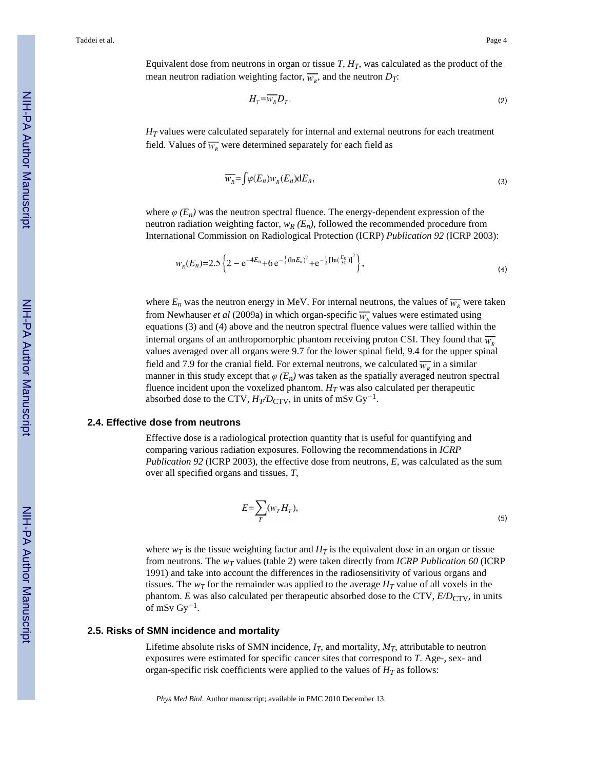Equivalent dose from neutrons in organ or tissue $T$, $H_T$, was calculated as the product of the mean neutron radiation weighting factor, $\overline{w_R}$, and the neutron $D_T$:

$$H_T = \overline{w_R} D_T. \tag{2}$$

$H_T$ values were calculated separately for internal and external neutrons for each treatment field. Values of $\overline{w_R}$ were determined separately for each field as

$$\overline{w_R} = \int \varphi(E_n) w_R(E_n) \mathrm{d}E_n, \tag{3}$$

where $\varphi(E_n)$ was the neutron spectral fluence. The energy-dependent expression of the neutron radiation weighting factor, $w_R(E_n)$, followed the recommended procedure from International Commission on Radiological Protection (ICRP) *Publication 92* (ICRP 2003):

$$w_R(E_n) = 2.5\left\{2 - \mathrm{e}^{-4E_n} + 6\,\mathrm{e}^{-\frac{1}{4}(\ln E_n)^2} + \mathrm{e}^{-\frac{1}{2}\left[\ln\left(\frac{E_n}{30}\right)\right]^2}\right\}, \tag{4}$$

where $E_n$ was the neutron energy in MeV. For internal neutrons, the values of $\overline{w_R}$ were taken from Newhauser *et al* (2009a) in which organ-specific $\overline{w_R}$ values were estimated using equations (3) and (4) above and the neutron spectral fluence values were tallied within the internal organs of an anthropomorphic phantom receiving proton CSI. They found that $\overline{w_R}$ values averaged over all organs were 9.7 for the lower spinal field, 9.4 for the upper spinal field and 7.9 for the cranial field. For external neutrons, we calculated $\overline{w_R}$ in a similar manner in this study except that $\varphi(E_n)$ was taken as the spatially averaged neutron spectral fluence incident upon the voxelized phantom. $H_T$ was also calculated per therapeutic absorbed dose to the CTV, $H_T/D_{\mathrm{CTV}}$, in units of mSv $\mathrm{Gy}^{-1}$.

### 2.4. Effective dose from neutrons

Effective dose is a radiological protection quantity that is useful for quantifying and comparing various radiation exposures. Following the recommendations in *ICRP Publication 92* (ICRP 2003), the effective dose from neutrons, $E$, was calculated as the sum over all specified organs and tissues, $T$,

$$E = \sum_T (w_T H_T), \tag{5}$$

where $w_T$ is the tissue weighting factor and $H_T$ is the equivalent dose in an organ or tissue from neutrons. The $w_T$ values (table 2) were taken directly from *ICRP Publication 60* (ICRP 1991) and take into account the differences in the radiosensitivity of various organs and tissues. The $w_T$ for the remainder was applied to the average $H_T$ value of all voxels in the phantom. $E$ was also calculated per therapeutic absorbed dose to the CTV, $E/D_{\mathrm{CTV}}$, in units of mSv $\mathrm{Gy}^{-1}$.

### 2.5. Risks of SMN incidence and mortality

Lifetime absolute risks of SMN incidence, $I_T$, and mortality, $M_T$, attributable to neutron exposures were estimated for specific cancer sites that correspond to $T$. Age-, sex- and organ-specific risk coefficients were applied to the values of $H_T$ as follows: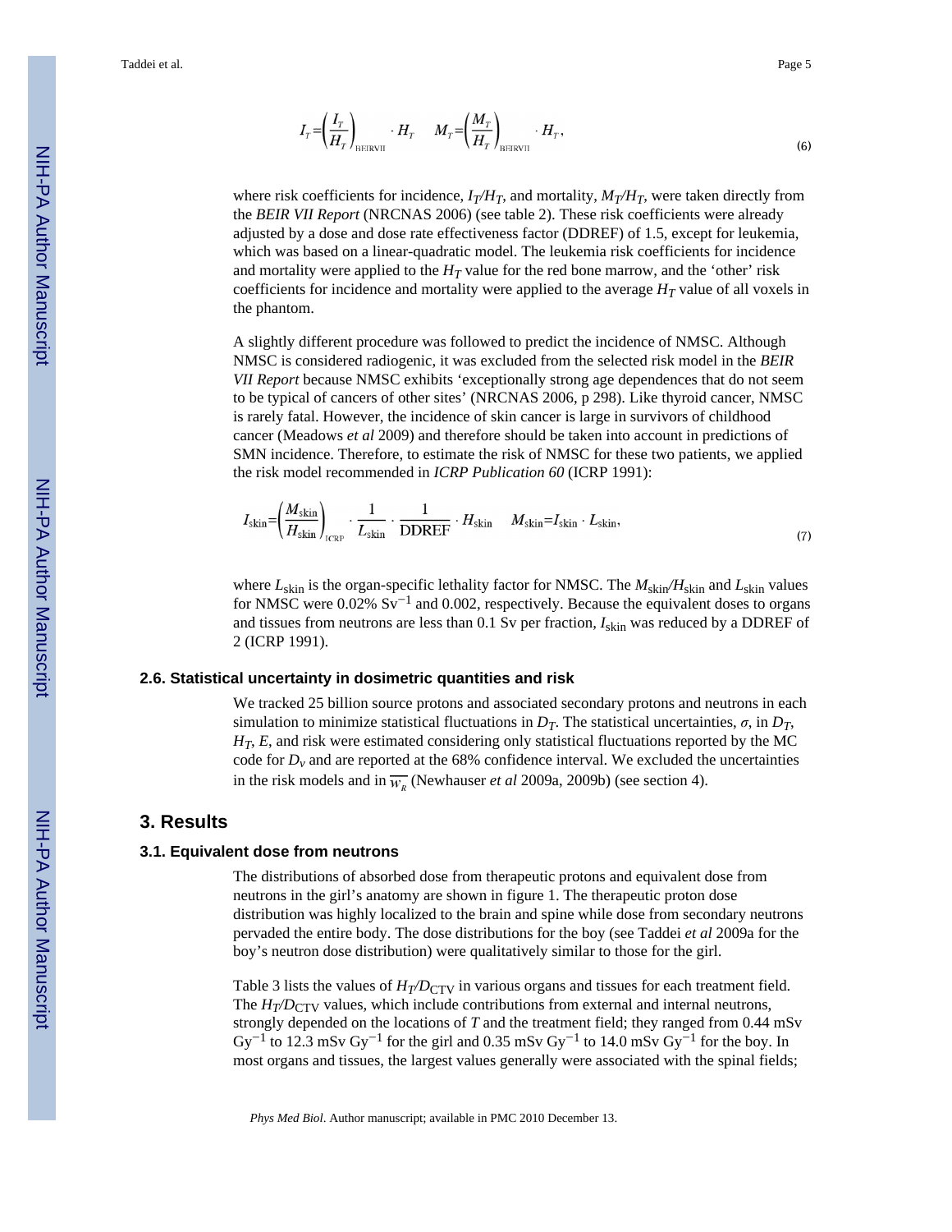$$I_T = \left( \frac{I_T}{H_T} \right)_{\text{BEIRVII}} \cdot H_T \quad M_T = \left( \frac{M_T}{H_T} \right)_{\text{BEIRVII}} \cdot H_T, \tag{6}$$

where risk coefficients for incidence, $I_T/H_T$, and mortality, $M_T/H_T$, were taken directly from the *BEIR VII Report* (NRCNAS 2006) (see table 2). These risk coefficients were already adjusted by a dose and dose rate effectiveness factor (DDREF) of 1.5, except for leukemia, which was based on a linear-quadratic model. The leukemia risk coefficients for incidence and mortality were applied to the $H_T$ value for the red bone marrow, and the 'other' risk coefficients for incidence and mortality were applied to the average $H_T$ value of all voxels in the phantom.

A slightly different procedure was followed to predict the incidence of NMSC. Although NMSC is considered radiogenic, it was excluded from the selected risk model in the *BEIR VII Report* because NMSC exhibits 'exceptionally strong age dependences that do not seem to be typical of cancers of other sites' (NRCNAS 2006, p 298). Like thyroid cancer, NMSC is rarely fatal. However, the incidence of skin cancer is large in survivors of childhood cancer (Meadows *et al* 2009) and therefore should be taken into account in predictions of SMN incidence. Therefore, to estimate the risk of NMSC for these two patients, we applied the risk model recommended in *ICRP Publication 60* (ICRP 1991):

$$I_{\text{skin}} = \left( \frac{M_{\text{skin}}}{H_{\text{skin}}} \right)_{\text{ICRP}} \cdot \frac{1}{L_{\text{skin}}} \cdot \frac{1}{\text{DDREF}} \cdot H_{\text{skin}} \quad M_{\text{skin}} = I_{\text{skin}} \cdot L_{\text{skin}}, \tag{7}$$

where $L_{\text{skin}}$ is the organ-specific lethality factor for NMSC. The $M_{\text{skin}}/H_{\text{skin}}$ and $L_{\text{skin}}$ values for NMSC were 0.02% $\text{Sv}^{-1}$ and 0.002, respectively. Because the equivalent doses to organs and tissues from neutrons are less than 0.1 Sv per fraction, $I_{\text{skin}}$ was reduced by a DDREF of 2 (ICRP 1991).

### 2.6. Statistical uncertainty in dosimetric quantities and risk

We tracked 25 billion source protons and associated secondary protons and neutrons in each simulation to minimize statistical fluctuations in $D_T$. The statistical uncertainties, $\sigma$, in $D_T$, $H_T$, $E$, and risk were estimated considering only statistical fluctuations reported by the MC code for $D_v$ and are reported at the 68% confidence interval. We excluded the uncertainties in the risk models and in $\overline{w_R}$ (Newhauser *et al* 2009a, 2009b) (see section 4).

## 3. Results

### 3.1. Equivalent dose from neutrons

The distributions of absorbed dose from therapeutic protons and equivalent dose from neutrons in the girl's anatomy are shown in figure 1. The therapeutic proton dose distribution was highly localized to the brain and spine while dose from secondary neutrons pervaded the entire body. The dose distributions for the boy (see Taddei *et al* 2009a for the boy's neutron dose distribution) were qualitatively similar to those for the girl.

Table 3 lists the values of $H_T/D_{\text{CTV}}$ in various organs and tissues for each treatment field. The $H_T/D_{\text{CTV}}$ values, which include contributions from external and internal neutrons, strongly depended on the locations of $T$ and the treatment field; they ranged from 0.44 mSv $\text{Gy}^{-1}$ to 12.3 mSv $\text{Gy}^{-1}$ for the girl and 0.35 mSv $\text{Gy}^{-1}$ to 14.0 mSv $\text{Gy}^{-1}$ for the boy. In most organs and tissues, the largest values generally were associated with the spinal fields;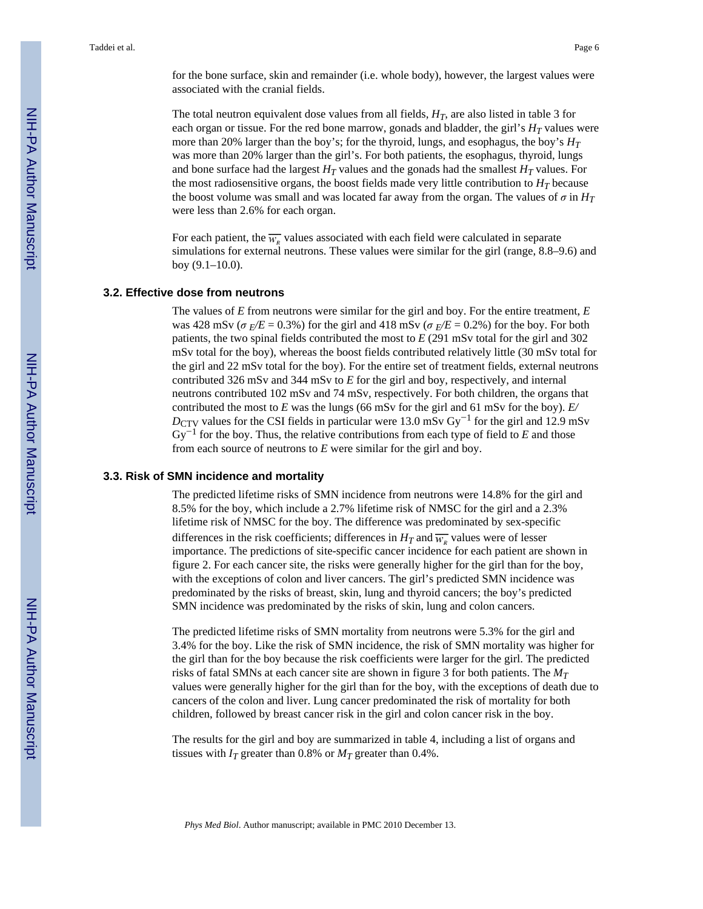for the bone surface, skin and remainder (i.e. whole body), however, the largest values were associated with the cranial fields.

The total neutron equivalent dose values from all fields, $H_T$, are also listed in table 3 for each organ or tissue. For the red bone marrow, gonads and bladder, the girl's $H_T$ values were more than 20% larger than the boy's; for the thyroid, lungs, and esophagus, the boy's $H_T$ was more than 20% larger than the girl's. For both patients, the esophagus, thyroid, lungs and bone surface had the largest $H_T$ values and the gonads had the smallest $H_T$ values. For the most radiosensitive organs, the boost fields made very little contribution to $H_T$ because the boost volume was small and was located far away from the organ. The values of $\sigma$ in $H_T$ were less than 2.6% for each organ.

For each patient, the $\overline{w_R}$ values associated with each field were calculated in separate simulations for external neutrons. These values were similar for the girl (range, 8.8–9.6) and boy (9.1–10.0).

### 3.2. Effective dose from neutrons

The values of $E$ from neutrons were similar for the girl and boy. For the entire treatment, $E$ was 428 mSv ($\sigma_E/E$ = 0.3%) for the girl and 418 mSv ($\sigma_E/E$ = 0.2%) for the boy. For both patients, the two spinal fields contributed the most to $E$ (291 mSv total for the girl and 302 mSv total for the boy), whereas the boost fields contributed relatively little (30 mSv total for the girl and 22 mSv total for the boy). For the entire set of treatment fields, external neutrons contributed 326 mSv and 344 mSv to $E$ for the girl and boy, respectively, and internal neutrons contributed 102 mSv and 74 mSv, respectively. For both children, the organs that contributed the most to $E$ was the lungs (66 mSv for the girl and 61 mSv for the boy). $E/D_{\mathrm{CTV}}$ values for the CSI fields in particular were 13.0 mSv $\mathrm{Gy}^{-1}$ for the girl and 12.9 mSv $\mathrm{Gy}^{-1}$ for the boy. Thus, the relative contributions from each type of field to $E$ and those from each source of neutrons to $E$ were similar for the girl and boy.

### 3.3. Risk of SMN incidence and mortality

The predicted lifetime risks of SMN incidence from neutrons were 14.8% for the girl and 8.5% for the boy, which include a 2.7% lifetime risk of NMSC for the girl and a 2.3% lifetime risk of NMSC for the boy. The difference was predominated by sex-specific differences in the risk coefficients; differences in $H_T$ and $\overline{w_R}$ values were of lesser importance. The predictions of site-specific cancer incidence for each patient are shown in figure 2. For each cancer site, the risks were generally higher for the girl than for the boy, with the exceptions of colon and liver cancers. The girl's predicted SMN incidence was predominated by the risks of breast, skin, lung and thyroid cancers; the boy's predicted SMN incidence was predominated by the risks of skin, lung and colon cancers.

The predicted lifetime risks of SMN mortality from neutrons were 5.3% for the girl and 3.4% for the boy. Like the risk of SMN incidence, the risk of SMN mortality was higher for the girl than for the boy because the risk coefficients were larger for the girl. The predicted risks of fatal SMNs at each cancer site are shown in figure 3 for both patients. The $M_T$ values were generally higher for the girl than for the boy, with the exceptions of death due to cancers of the colon and liver. Lung cancer predominated the risk of mortality for both children, followed by breast cancer risk in the girl and colon cancer risk in the boy.

The results for the girl and boy are summarized in table 4, including a list of organs and tissues with $I_T$ greater than 0.8% or $M_T$ greater than 0.4%.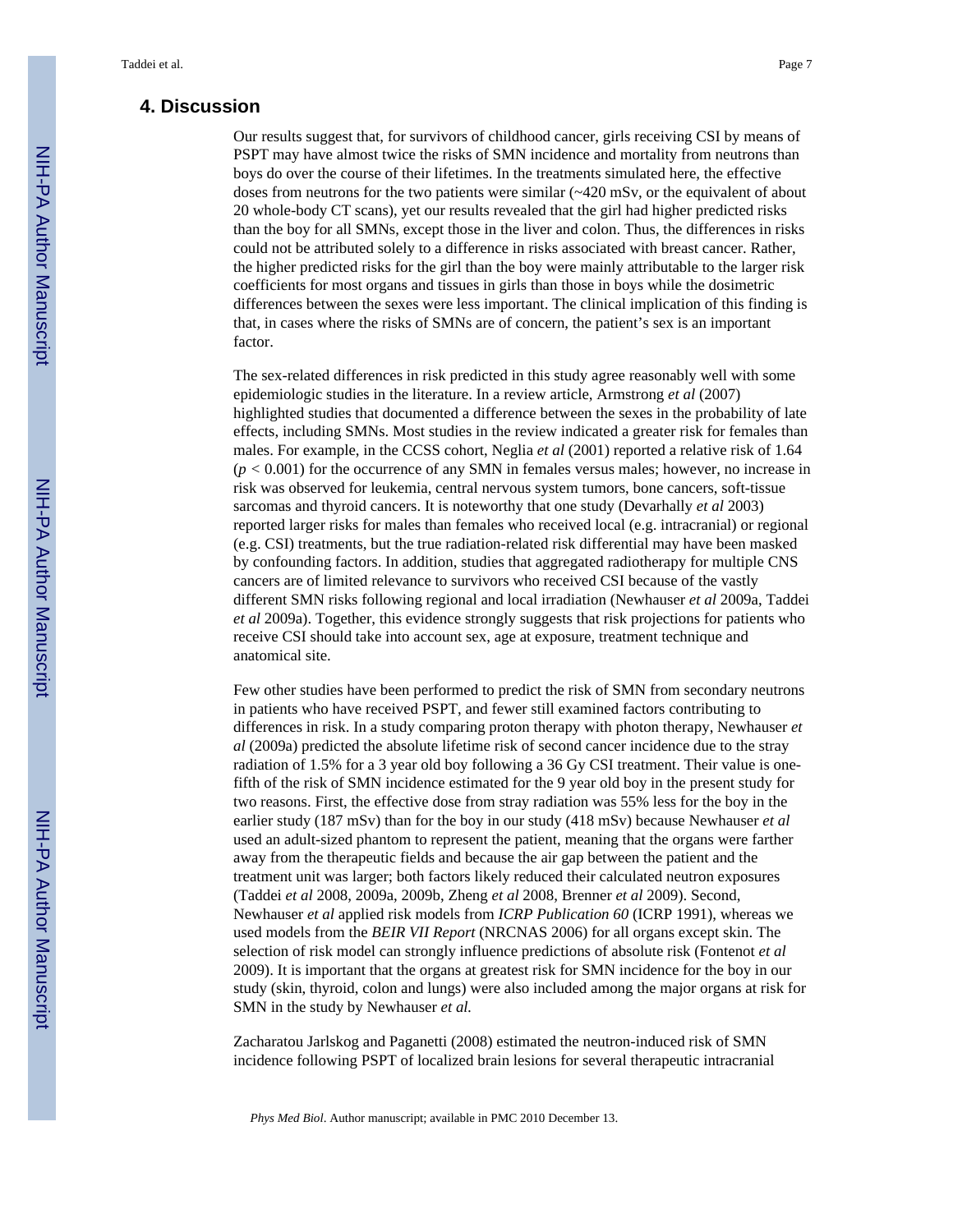## 4. Discussion

Our results suggest that, for survivors of childhood cancer, girls receiving CSI by means of PSPT may have almost twice the risks of SMN incidence and mortality from neutrons than boys do over the course of their lifetimes. In the treatments simulated here, the effective doses from neutrons for the two patients were similar (~420 mSv, or the equivalent of about 20 whole-body CT scans), yet our results revealed that the girl had higher predicted risks than the boy for all SMNs, except those in the liver and colon. Thus, the differences in risks could not be attributed solely to a difference in risks associated with breast cancer. Rather, the higher predicted risks for the girl than the boy were mainly attributable to the larger risk coefficients for most organs and tissues in girls than those in boys while the dosimetric differences between the sexes were less important. The clinical implication of this finding is that, in cases where the risks of SMNs are of concern, the patient's sex is an important factor.

The sex-related differences in risk predicted in this study agree reasonably well with some epidemiologic studies in the literature. In a review article, Armstrong *et al* (2007) highlighted studies that documented a difference between the sexes in the probability of late effects, including SMNs. Most studies in the review indicated a greater risk for females than males. For example, in the CCSS cohort, Neglia *et al* (2001) reported a relative risk of 1.64 ($p < 0.001$) for the occurrence of any SMN in females versus males; however, no increase in risk was observed for leukemia, central nervous system tumors, bone cancers, soft-tissue sarcomas and thyroid cancers. It is noteworthy that one study (Devarhally *et al* 2003) reported larger risks for males than females who received local (e.g. intracranial) or regional (e.g. CSI) treatments, but the true radiation-related risk differential may have been masked by confounding factors. In addition, studies that aggregated radiotherapy for multiple CNS cancers are of limited relevance to survivors who received CSI because of the vastly different SMN risks following regional and local irradiation (Newhauser *et al* 2009a, Taddei *et al* 2009a). Together, this evidence strongly suggests that risk projections for patients who receive CSI should take into account sex, age at exposure, treatment technique and anatomical site.

Few other studies have been performed to predict the risk of SMN from secondary neutrons in patients who have received PSPT, and fewer still examined factors contributing to differences in risk. In a study comparing proton therapy with photon therapy, Newhauser *et al* (2009a) predicted the absolute lifetime risk of second cancer incidence due to the stray radiation of 1.5% for a 3 year old boy following a 36 Gy CSI treatment. Their value is one-fifth of the risk of SMN incidence estimated for the 9 year old boy in the present study for two reasons. First, the effective dose from stray radiation was 55% less for the boy in the earlier study (187 mSv) than for the boy in our study (418 mSv) because Newhauser *et al* used an adult-sized phantom to represent the patient, meaning that the organs were farther away from the therapeutic fields and because the air gap between the patient and the treatment unit was larger; both factors likely reduced their calculated neutron exposures (Taddei *et al* 2008, 2009a, 2009b, Zheng *et al* 2008, Brenner *et al* 2009). Second, Newhauser *et al* applied risk models from *ICRP Publication 60* (ICRP 1991), whereas we used models from the *BEIR VII Report* (NRCNAS 2006) for all organs except skin. The selection of risk model can strongly influence predictions of absolute risk (Fontenot *et al* 2009). It is important that the organs at greatest risk for SMN incidence for the boy in our study (skin, thyroid, colon and lungs) were also included among the major organs at risk for SMN in the study by Newhauser *et al.*

Zacharatou Jarlskog and Paganetti (2008) estimated the neutron-induced risk of SMN incidence following PSPT of localized brain lesions for several therapeutic intracranial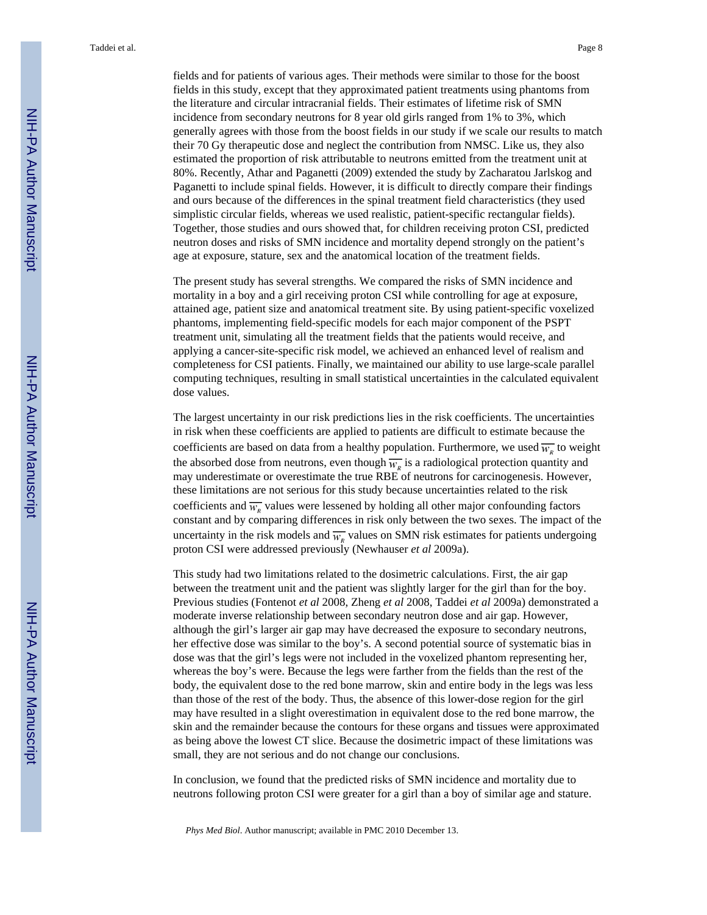fields and for patients of various ages. Their methods were similar to those for the boost fields in this study, except that they approximated patient treatments using phantoms from the literature and circular intracranial fields. Their estimates of lifetime risk of SMN incidence from secondary neutrons for 8 year old girls ranged from 1% to 3%, which generally agrees with those from the boost fields in our study if we scale our results to match their 70 Gy therapeutic dose and neglect the contribution from NMSC. Like us, they also estimated the proportion of risk attributable to neutrons emitted from the treatment unit at 80%. Recently, Athar and Paganetti (2009) extended the study by Zacharatou Jarlskog and Paganetti to include spinal fields. However, it is difficult to directly compare their findings and ours because of the differences in the spinal treatment field characteristics (they used simplistic circular fields, whereas we used realistic, patient-specific rectangular fields). Together, those studies and ours showed that, for children receiving proton CSI, predicted neutron doses and risks of SMN incidence and mortality depend strongly on the patient's age at exposure, stature, sex and the anatomical location of the treatment fields.

The present study has several strengths. We compared the risks of SMN incidence and mortality in a boy and a girl receiving proton CSI while controlling for age at exposure, attained age, patient size and anatomical treatment site. By using patient-specific voxelized phantoms, implementing field-specific models for each major component of the PSPT treatment unit, simulating all the treatment fields that the patients would receive, and applying a cancer-site-specific risk model, we achieved an enhanced level of realism and completeness for CSI patients. Finally, we maintained our ability to use large-scale parallel computing techniques, resulting in small statistical uncertainties in the calculated equivalent dose values.

The largest uncertainty in our risk predictions lies in the risk coefficients. The uncertainties in risk when these coefficients are applied to patients are difficult to estimate because the coefficients are based on data from a healthy population. Furthermore, we used $\overline{w_R}$ to weight the absorbed dose from neutrons, even though $\overline{w_R}$ is a radiological protection quantity and may underestimate or overestimate the true RBE of neutrons for carcinogenesis. However, these limitations are not serious for this study because uncertainties related to the risk coefficients and $\overline{w_R}$ values were lessened by holding all other major confounding factors constant and by comparing differences in risk only between the two sexes. The impact of the uncertainty in the risk models and $\overline{w_R}$ values on SMN risk estimates for patients undergoing proton CSI were addressed previously (Newhauser *et al* 2009a).

This study had two limitations related to the dosimetric calculations. First, the air gap between the treatment unit and the patient was slightly larger for the girl than for the boy. Previous studies (Fontenot *et al* 2008, Zheng *et al* 2008, Taddei *et al* 2009a) demonstrated a moderate inverse relationship between secondary neutron dose and air gap. However, although the girl's larger air gap may have decreased the exposure to secondary neutrons, her effective dose was similar to the boy's. A second potential source of systematic bias in dose was that the girl's legs were not included in the voxelized phantom representing her, whereas the boy's were. Because the legs were farther from the fields than the rest of the body, the equivalent dose to the red bone marrow, skin and entire body in the legs was less than those of the rest of the body. Thus, the absence of this lower-dose region for the girl may have resulted in a slight overestimation in equivalent dose to the red bone marrow, the skin and the remainder because the contours for these organs and tissues were approximated as being above the lowest CT slice. Because the dosimetric impact of these limitations was small, they are not serious and do not change our conclusions.

In conclusion, we found that the predicted risks of SMN incidence and mortality due to neutrons following proton CSI were greater for a girl than a boy of similar age and stature.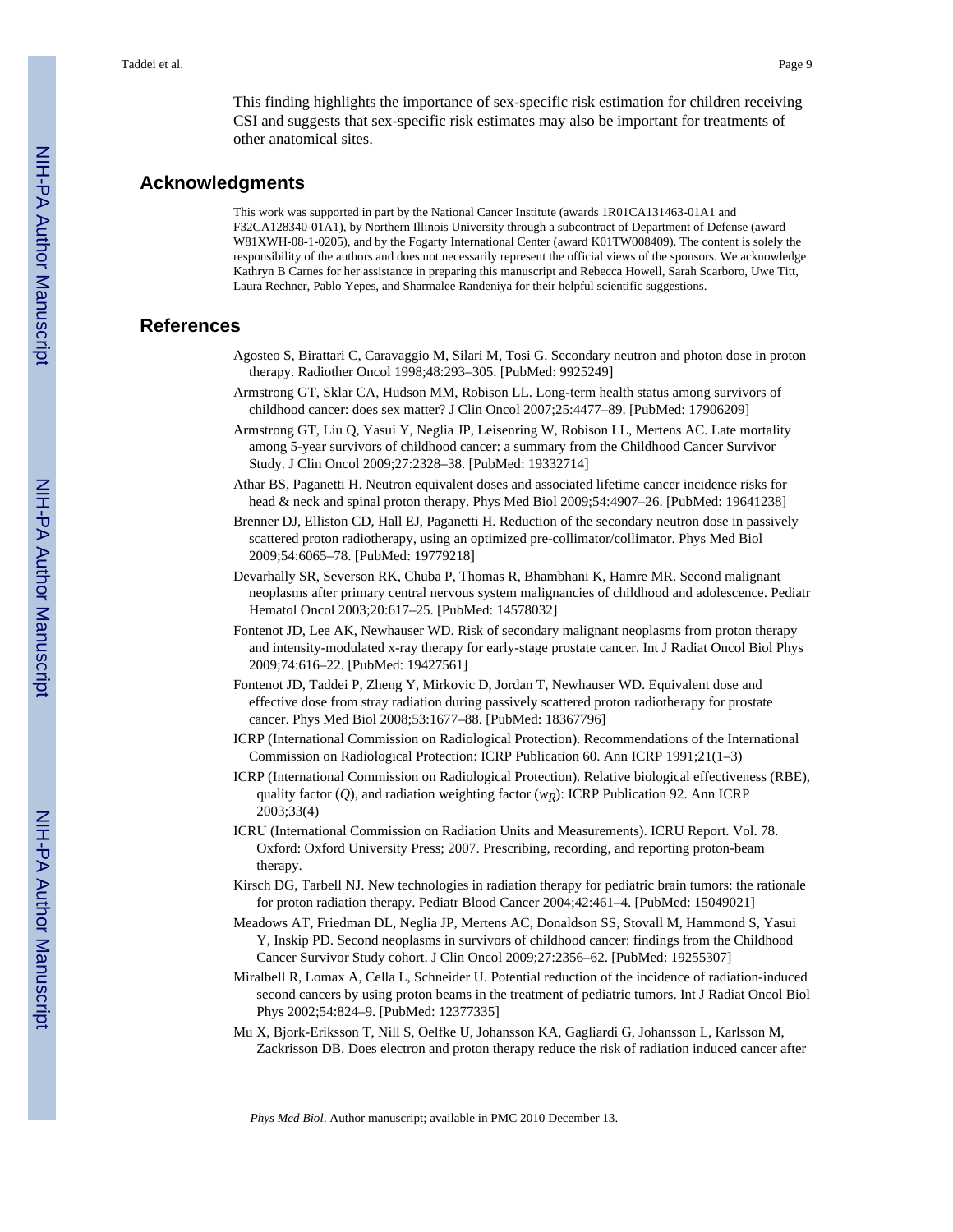This finding highlights the importance of sex-specific risk estimation for children receiving CSI and suggests that sex-specific risk estimates may also be important for treatments of other anatomical sites.

## Acknowledgments

This work was supported in part by the National Cancer Institute (awards 1R01CA131463-01A1 and F32CA128340-01A1), by Northern Illinois University through a subcontract of Department of Defense (award W81XWH-08-1-0205), and by the Fogarty International Center (award K01TW008409). The content is solely the responsibility of the authors and does not necessarily represent the official views of the sponsors. We acknowledge Kathryn B Carnes for her assistance in preparing this manuscript and Rebecca Howell, Sarah Scarboro, Uwe Titt, Laura Rechner, Pablo Yepes, and Sharmalee Randeniya for their helpful scientific suggestions.

## References

Agosteo S, Birattari C, Caravaggio M, Silari M, Tosi G. Secondary neutron and photon dose in proton therapy. Radiother Oncol 1998;48:293–305. [PubMed: 9925249]

Armstrong GT, Sklar CA, Hudson MM, Robison LL. Long-term health status among survivors of childhood cancer: does sex matter? J Clin Oncol 2007;25:4477–89. [PubMed: 17906209]

Armstrong GT, Liu Q, Yasui Y, Neglia JP, Leisenring W, Robison LL, Mertens AC. Late mortality among 5-year survivors of childhood cancer: a summary from the Childhood Cancer Survivor Study. J Clin Oncol 2009;27:2328–38. [PubMed: 19332714]

Athar BS, Paganetti H. Neutron equivalent doses and associated lifetime cancer incidence risks for head & neck and spinal proton therapy. Phys Med Biol 2009;54:4907–26. [PubMed: 19641238]

Brenner DJ, Elliston CD, Hall EJ, Paganetti H. Reduction of the secondary neutron dose in passively scattered proton radiotherapy, using an optimized pre-collimator/collimator. Phys Med Biol 2009;54:6065–78. [PubMed: 19779218]

Devarhally SR, Severson RK, Chuba P, Thomas R, Bhambhani K, Hamre MR. Second malignant neoplasms after primary central nervous system malignancies of childhood and adolescence. Pediatr Hematol Oncol 2003;20:617–25. [PubMed: 14578032]

Fontenot JD, Lee AK, Newhauser WD. Risk of secondary malignant neoplasms from proton therapy and intensity-modulated x-ray therapy for early-stage prostate cancer. Int J Radiat Oncol Biol Phys 2009;74:616–22. [PubMed: 19427561]

Fontenot JD, Taddei P, Zheng Y, Mirkovic D, Jordan T, Newhauser WD. Equivalent dose and effective dose from stray radiation during passively scattered proton radiotherapy for prostate cancer. Phys Med Biol 2008;53:1677–88. [PubMed: 18367796]

ICRP (International Commission on Radiological Protection). Recommendations of the International Commission on Radiological Protection: ICRP Publication 60. Ann ICRP 1991;21(1–3)

ICRP (International Commission on Radiological Protection). Relative biological effectiveness (RBE), quality factor ($Q$), and radiation weighting factor ($w_R$): ICRP Publication 92. Ann ICRP 2003;33(4)

ICRU (International Commission on Radiation Units and Measurements). ICRU Report. Vol. 78. Oxford: Oxford University Press; 2007. Prescribing, recording, and reporting proton-beam therapy.

Kirsch DG, Tarbell NJ. New technologies in radiation therapy for pediatric brain tumors: the rationale for proton radiation therapy. Pediatr Blood Cancer 2004;42:461–4. [PubMed: 15049021]

Meadows AT, Friedman DL, Neglia JP, Mertens AC, Donaldson SS, Stovall M, Hammond S, Yasui Y, Inskip PD. Second neoplasms in survivors of childhood cancer: findings from the Childhood Cancer Survivor Study cohort. J Clin Oncol 2009;27:2356–62. [PubMed: 19255307]

Miralbell R, Lomax A, Cella L, Schneider U. Potential reduction of the incidence of radiation-induced second cancers by using proton beams in the treatment of pediatric tumors. Int J Radiat Oncol Biol Phys 2002;54:824–9. [PubMed: 12377335]

Mu X, Bjork-Eriksson T, Nill S, Oelfke U, Johansson KA, Gagliardi G, Johansson L, Karlsson M, Zackrisson DB. Does electron and proton therapy reduce the risk of radiation induced cancer after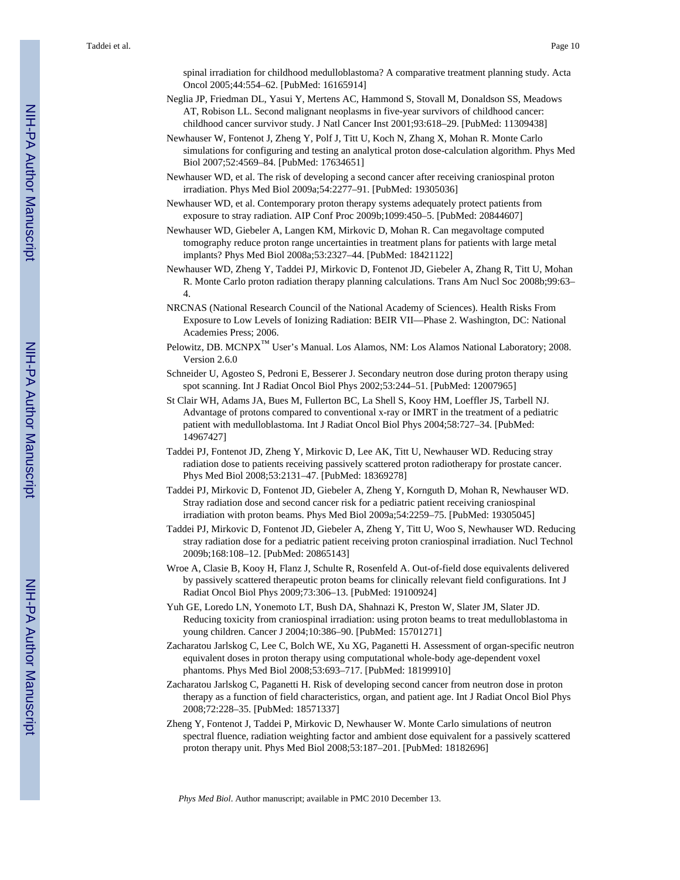spinal irradiation for childhood medulloblastoma? A comparative treatment planning study. Acta Oncol 2005;44:554–62. [PubMed: 16165914]

Neglia JP, Friedman DL, Yasui Y, Mertens AC, Hammond S, Stovall M, Donaldson SS, Meadows AT, Robison LL. Second malignant neoplasms in five-year survivors of childhood cancer: childhood cancer survivor study. J Natl Cancer Inst 2001;93:618–29. [PubMed: 11309438]

Newhauser W, Fontenot J, Zheng Y, Polf J, Titt U, Koch N, Zhang X, Mohan R. Monte Carlo simulations for configuring and testing an analytical proton dose-calculation algorithm. Phys Med Biol 2007;52:4569–84. [PubMed: 17634651]

Newhauser WD, et al. The risk of developing a second cancer after receiving craniospinal proton irradiation. Phys Med Biol 2009a;54:2277–91. [PubMed: 19305036]

Newhauser WD, et al. Contemporary proton therapy systems adequately protect patients from exposure to stray radiation. AIP Conf Proc 2009b;1099:450–5. [PubMed: 20844607]

Newhauser WD, Giebeler A, Langen KM, Mirkovic D, Mohan R. Can megavoltage computed tomography reduce proton range uncertainties in treatment plans for patients with large metal implants? Phys Med Biol 2008a;53:2327–44. [PubMed: 18421122]

Newhauser WD, Zheng Y, Taddei PJ, Mirkovic D, Fontenot JD, Giebeler A, Zhang R, Titt U, Mohan R. Monte Carlo proton radiation therapy planning calculations. Trans Am Nucl Soc 2008b;99:63–4.

NRCNAS (National Research Council of the National Academy of Sciences). Health Risks From Exposure to Low Levels of Ionizing Radiation: BEIR VII—Phase 2. Washington, DC: National Academies Press; 2006.

Pelowitz, DB. MCNPX™ User's Manual. Los Alamos, NM: Los Alamos National Laboratory; 2008. Version 2.6.0

Schneider U, Agosteo S, Pedroni E, Besserer J. Secondary neutron dose during proton therapy using spot scanning. Int J Radiat Oncol Biol Phys 2002;53:244–51. [PubMed: 12007965]

St Clair WH, Adams JA, Bues M, Fullerton BC, La Shell S, Kooy HM, Loeffler JS, Tarbell NJ. Advantage of protons compared to conventional x-ray or IMRT in the treatment of a pediatric patient with medulloblastoma. Int J Radiat Oncol Biol Phys 2004;58:727–34. [PubMed: 14967427]

Taddei PJ, Fontenot JD, Zheng Y, Mirkovic D, Lee AK, Titt U, Newhauser WD. Reducing stray radiation dose to patients receiving passively scattered proton radiotherapy for prostate cancer. Phys Med Biol 2008;53:2131–47. [PubMed: 18369278]

Taddei PJ, Mirkovic D, Fontenot JD, Giebeler A, Zheng Y, Kornguth D, Mohan R, Newhauser WD. Stray radiation dose and second cancer risk for a pediatric patient receiving craniospinal irradiation with proton beams. Phys Med Biol 2009a;54:2259–75. [PubMed: 19305045]

Taddei PJ, Mirkovic D, Fontenot JD, Giebeler A, Zheng Y, Titt U, Woo S, Newhauser WD. Reducing stray radiation dose for a pediatric patient receiving proton craniospinal irradiation. Nucl Technol 2009b;168:108–12. [PubMed: 20865143]

Wroe A, Clasie B, Kooy H, Flanz J, Schulte R, Rosenfeld A. Out-of-field dose equivalents delivered by passively scattered therapeutic proton beams for clinically relevant field configurations. Int J Radiat Oncol Biol Phys 2009;73:306–13. [PubMed: 19100924]

Yuh GE, Loredo LN, Yonemoto LT, Bush DA, Shahnazi K, Preston W, Slater JM, Slater JD. Reducing toxicity from craniospinal irradiation: using proton beams to treat medulloblastoma in young children. Cancer J 2004;10:386–90. [PubMed: 15701271]

Zacharatou Jarlskog C, Lee C, Bolch WE, Xu XG, Paganetti H. Assessment of organ-specific neutron equivalent doses in proton therapy using computational whole-body age-dependent voxel phantoms. Phys Med Biol 2008;53:693–717. [PubMed: 18199910]

Zacharatou Jarlskog C, Paganetti H. Risk of developing second cancer from neutron dose in proton therapy as a function of field characteristics, organ, and patient age. Int J Radiat Oncol Biol Phys 2008;72:228–35. [PubMed: 18571337]

Zheng Y, Fontenot J, Taddei P, Mirkovic D, Newhauser W. Monte Carlo simulations of neutron spectral fluence, radiation weighting factor and ambient dose equivalent for a passively scattered proton therapy unit. Phys Med Biol 2008;53:187–201. [PubMed: 18182696]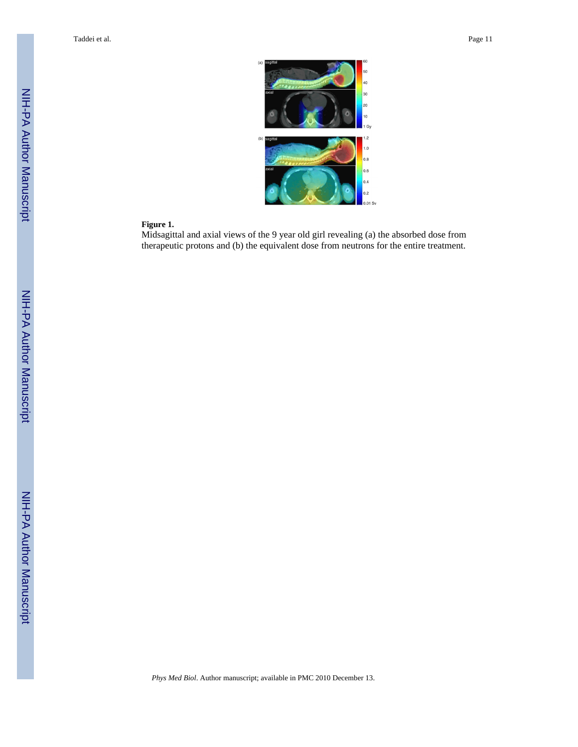**Figure 1.**

Midsagittal and axial views of the 9 year old girl revealing (a) the absorbed dose from therapeutic protons and (b) the equivalent dose from neutrons for the entire treatment.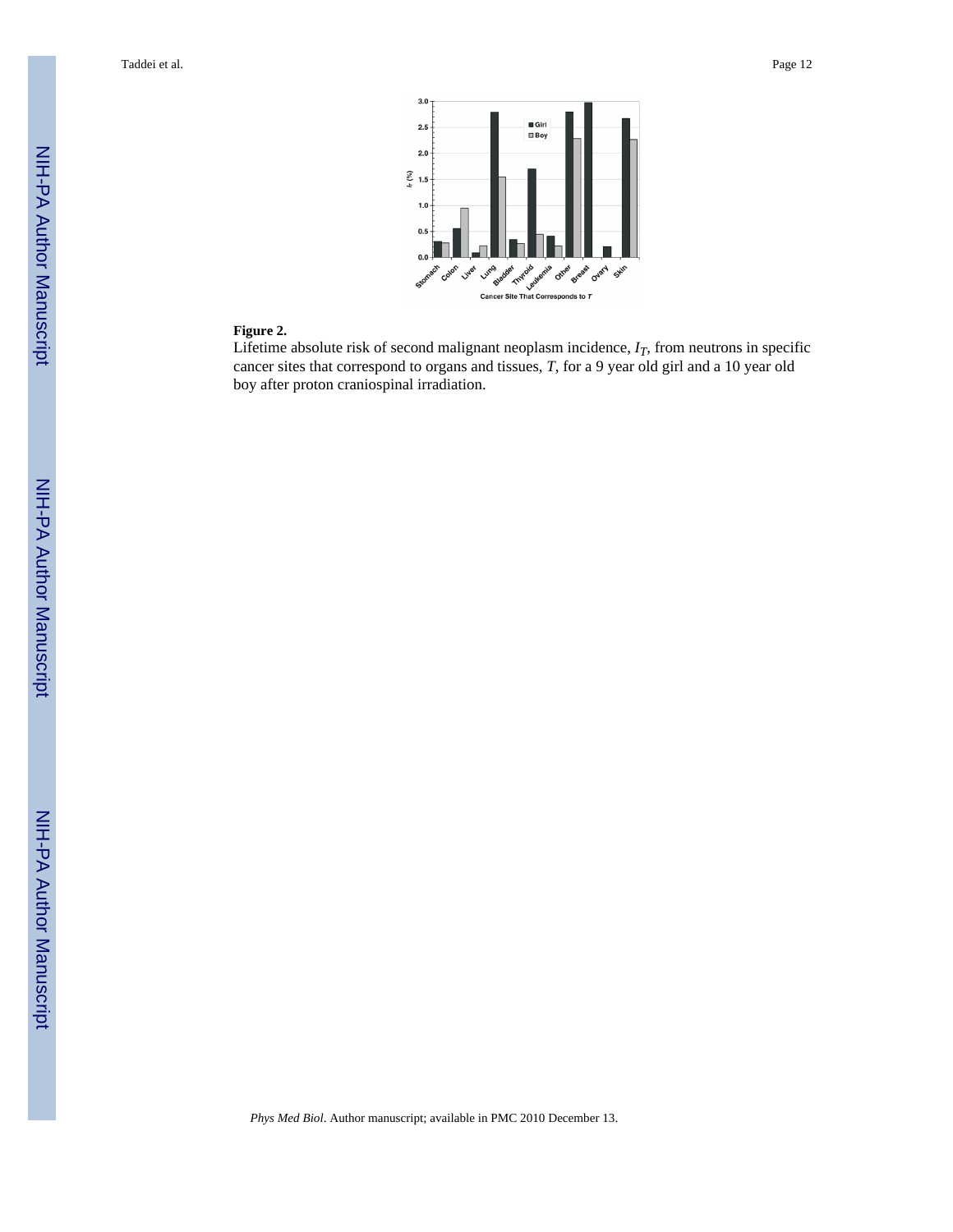**Figure 2.**

Lifetime absolute risk of second malignant neoplasm incidence, $I_T$, from neutrons in specific cancer sites that correspond to organs and tissues, $T$, for a 9 year old girl and a 10 year old boy after proton craniospinal irradiation.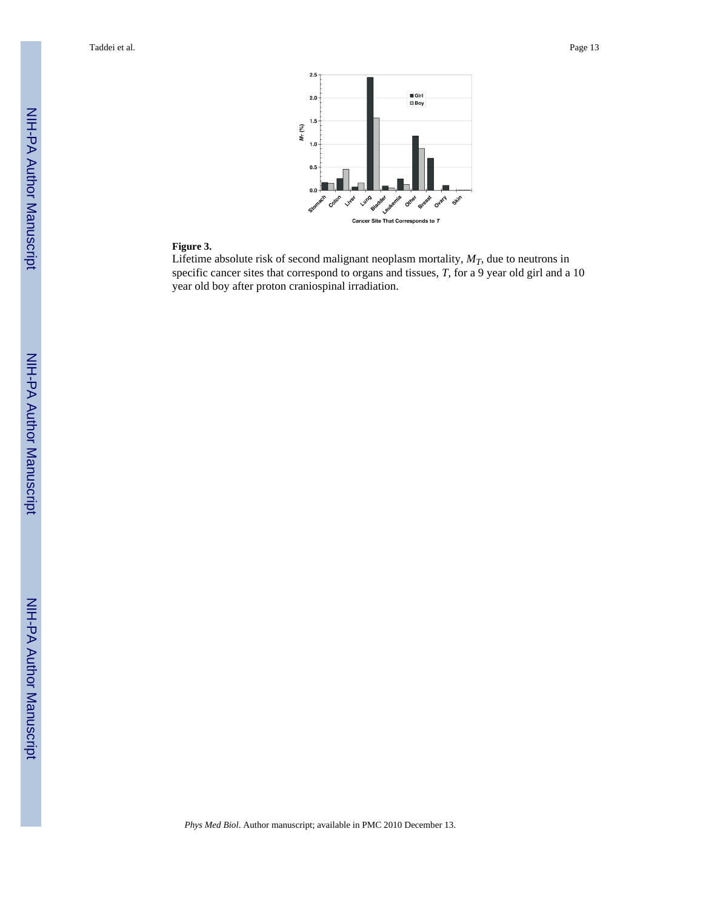**Figure 3.**

Lifetime absolute risk of second malignant neoplasm mortality, $M_T$, due to neutrons in specific cancer sites that correspond to organs and tissues, $T$, for a 9 year old girl and a 10 year old boy after proton craniospinal irradiation.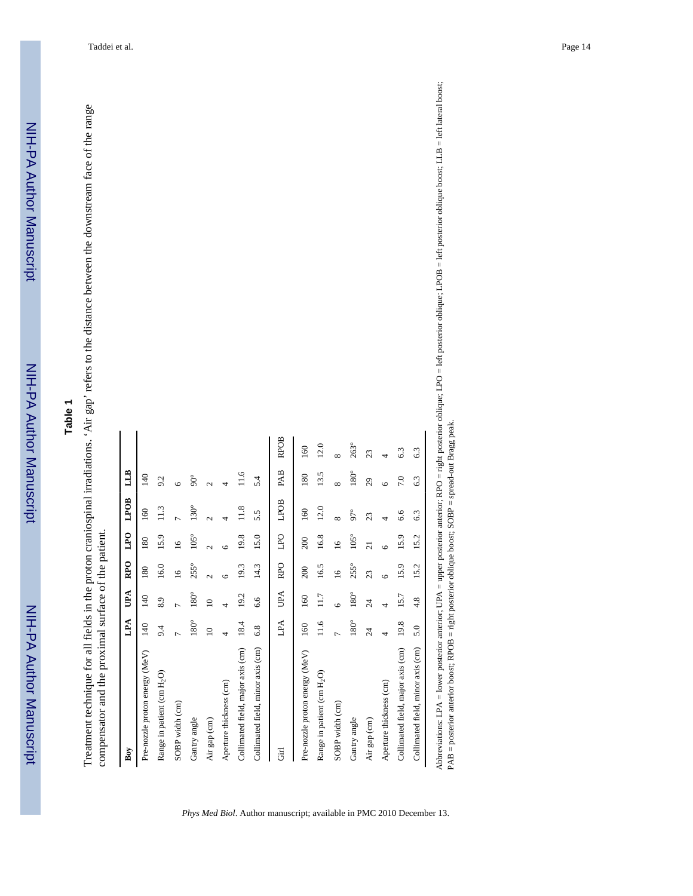## Table 1

Treatment technique for all fields in the proton craniospinal irradiations. ‘Air gap’ refers to the distance between the downstream face of the range compensator and the proximal surface of the patient.

| **Boy** | **LPA** | **UPA** | **RPO** | **LPO** | **LPOB** | **LLB** |
|---|---|---|---|---|---|---|
| Pre-nozzle proton energy (MeV) | 140 | 140 | 180 | 180 | 160 | 140 |
| Range in patient (cm $H_2O$) | 9.4 | 8.9 | 16.0 | 15.9 | 11.3 | 9.2 |
| SOBP width (cm) | 7 | 7 | 16 | 16 | 7 | 6 |
| Gantry angle | 180° | 180° | 255° | 105° | 130° | 90° |
| Air gap (cm) | 10 | 10 | 2 | 2 | 2 | 2 |
| Aperture thickness (cm) | 4 | 4 | 6 | 6 | 4 | 4 |
| Collimated field, major axis (cm) | 18.4 | 19.2 | 19.3 | 19.8 | 11.8 | 11.6 |
| Collimated field, minor axis (cm) | 6.8 | 6.6 | 14.3 | 15.0 | 5.5 | 5.4 |

| Girl | LPA | UPA | RPO | LPO | LPOB | PAB | RPOB |
|---|---|---|---|---|---|---|---|
| Pre-nozzle proton energy (MeV) | 160 | 160 | 200 | 200 | 160 | 180 | 160 |
| Range in patient (cm $H_2O$) | 11.6 | 11.7 | 16.5 | 16.8 | 12.0 | 13.5 | 12.0 |
| SOBP width (cm) | 7 | 6 | 16 | 16 | 8 | 8 | 8 |
| Gantry angle | 180° | 180° | 255° | 105° | 97° | 180° | 263° |
| Air gap (cm) | 24 | 24 | 23 | 21 | 23 | 29 | 23 |
| Aperture thickness (cm) | 4 | 4 | 6 | 6 | 4 | 6 | 4 |
| Collimated field, major axis (cm) | 19.8 | 15.7 | 15.9 | 15.9 | 6.6 | 7.0 | 6.3 |
| Collimated field, minor axis (cm) | 5.0 | 4.8 | 15.2 | 15.2 | 6.3 | 6.3 | 6.3 |

Abbreviations: LPA = lower posterior anterior; UPA = upper posterior anterior; RPO = right posterior oblique; LPO = left posterior oblique; LPOB = left posterior oblique boost; LLB = left lateral boost; PAB = posterior anterior boost; RPOB = right posterior oblique boost; SOBP = spread-out Bragg peak.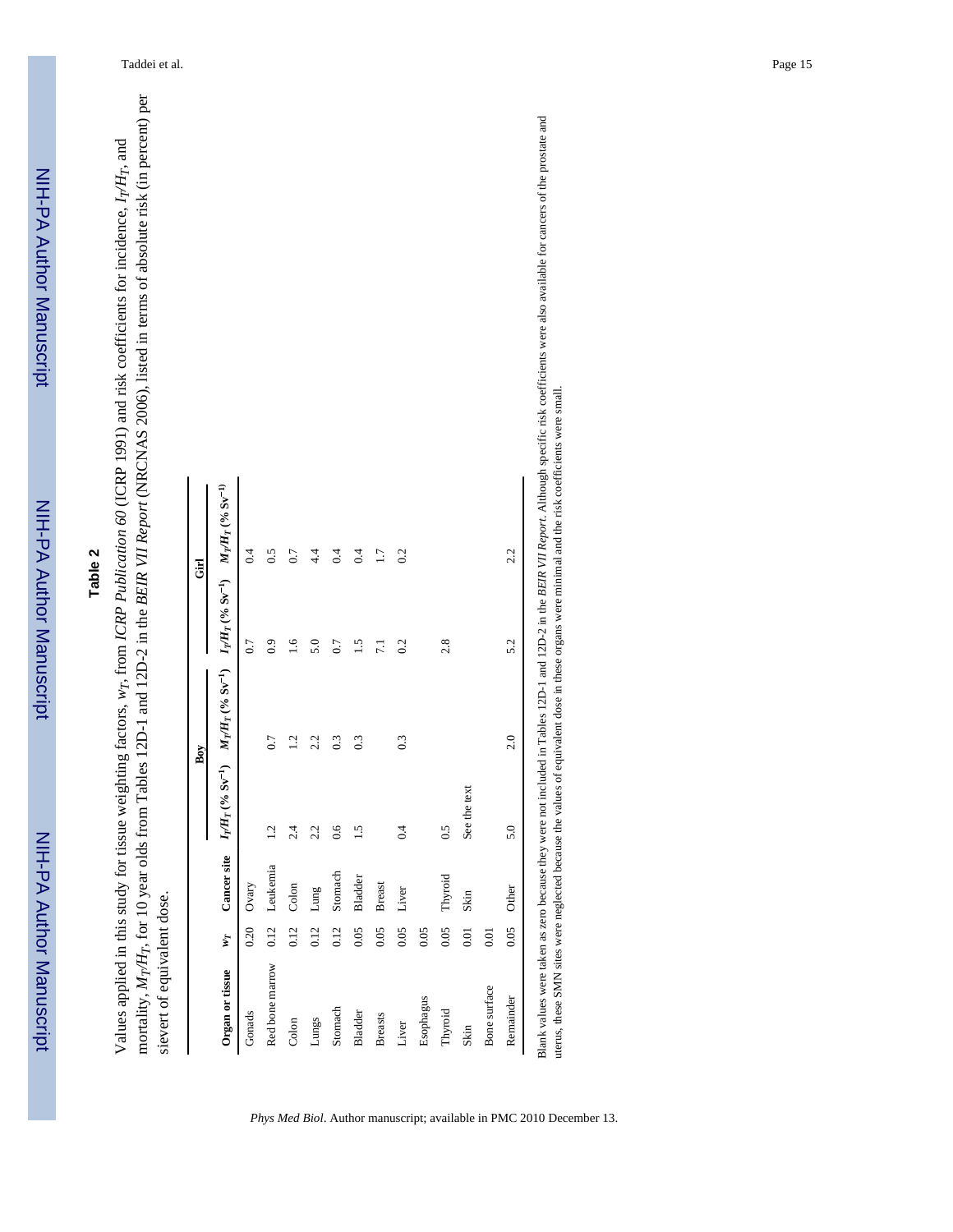## Table 2

Values applied in this study for tissue weighting factors, $w_T$, from *ICRP Publication 60* (ICRP 1991) and risk coefficients for incidence, $I_T/H_T$, and mortality, $M_T/H_T$, for 10 year olds from Tables 12D-1 and 12D-2 in the *BEIR VII Report* (NRCNAS 2006), listed in terms of absolute risk (in percent) per sievert of equivalent dose.

| Organ or tissue | $w_T$ | Cancer site | Boy | | Girl | |
|---|---|---|---|---|---|---|
| | | | $I_T/H_T$ (% $Sv^{-1}$) | $M_T/H_T$ (% $Sv^{-1}$) | $I_T/H_T$ (% $Sv^{-1}$) | $M_T/H_T$ (% $Sv^{-1}$) |
| Gonads | 0.20 | Ovary | | | 0.7 | 0.4 |
| Red bone marrow | 0.12 | Leukemia | 1.2 | 0.7 | 0.9 | 0.5 |
| Colon | 0.12 | Colon | 2.4 | 1.2 | 1.6 | 0.7 |
| Lungs | 0.12 | Lung | 2.2 | 2.2 | 5.0 | 4.4 |
| Stomach | 0.12 | Stomach | 0.6 | 0.3 | 0.7 | 0.4 |
| Bladder | 0.05 | Bladder | 1.5 | 0.3 | 1.5 | 0.4 |
| Breasts | 0.05 | Breast | | | 7.1 | 1.7 |
| Liver | 0.05 | Liver | 0.4 | 0.3 | 0.2 | 0.2 |
| Esophagus | 0.05 | | | | | |
| Thyroid | 0.05 | Thyroid | 0.5 | | 2.8 | |
| Skin | 0.01 | Skin | See the text | | | |
| Bone surface | 0.01 | | | | | |
| Remainder | 0.05 | Other | 5.0 | 2.0 | 5.2 | 2.2 |

Blank values were taken as zero because they were not included in Tables 12D-1 and 12D-2 in the *BEIR VII Report*. Although specific risk coefficients were also available for cancers of the prostate and uterus, these SMN sites were neglected because the values of equivalent dose in these organs were minimal and the risk coefficients were small.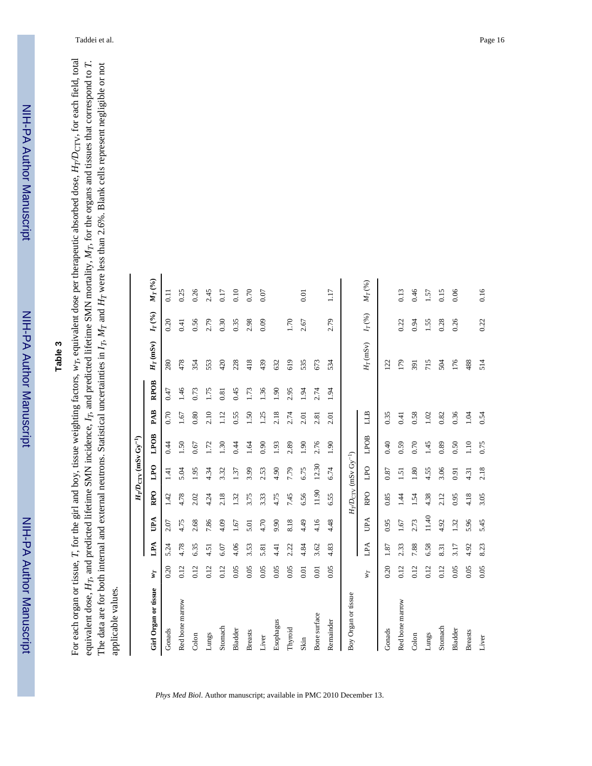# Table 3

For each organ or tissue, *T*, for the girl and boy, tissue weighting factors, $w_T$, equivalent dose per therapeutic absorbed dose, $H_T/D_{CTV}$, for each field, total equivalent dose, $H_T$, and predicted lifetime SMN incidence, $I_T$, and predicted lifetime SMN mortality, $M_T$, for the organs and tissues that correspond to *T*. The data are for both internal and external neutrons. Statistical uncertainties in $I_T$, $M_T$ and $H_T$ were less than 2.6%. Blank cells represent negligible or not applicable values.

| Girl Organ or tissue | $w_T$ | $H_T/D_{CTV}$ (mSv Gy$^{-1}$) | | | | | | | $H_T$ (mSv) | $I_T$ (%) | $M_T$ (%) |
|---|---|---|---|---|---|---|---|---|---|---|---|
| | | LPA | UPA | RPO | LPO | LPOB | PAB | RPOB | | | |
| Gonads | 0.20 | 5.24 | 2.07 | 1.42 | 1.41 | 0.44 | 0.70 | 0.47 | 280 | 0.20 | 0.11 |
| Red bone marrow | 0.12 | 4.78 | 4.75 | 4.78 | 5.04 | 1.50 | 1.67 | 1.46 | 478 | 0.41 | 0.25 |
| Colon | 0.12 | 6.35 | 2.68 | 2.02 | 1.95 | 0.67 | 0.80 | 0.73 | 354 | 0.56 | 0.26 |
| Lungs | 0.12 | 4.51 | 7.86 | 4.24 | 4.34 | 1.72 | 2.10 | 1.75 | 553 | 2.79 | 2.45 |
| Stomach | 0.12 | 6.07 | 4.09 | 2.18 | 3.32 | 1.30 | 1.12 | 0.81 | 420 | 0.30 | 0.17 |
| Bladder | 0.05 | 4.06 | 1.67 | 1.32 | 1.37 | 0.44 | 0.55 | 0.45 | 228 | 0.35 | 0.10 |
| Breasts | 0.05 | 3.53 | 5.01 | 3.75 | 3.99 | 1.64 | 1.50 | 1.73 | 418 | 2.98 | 0.70 |
| Liver | 0.05 | 5.81 | 4.70 | 3.33 | 2.53 | 0.90 | 1.25 | 1.36 | 439 | 0.09 | 0.07 |
| Esophagus | 0.05 | 4.41 | 9.90 | 4.75 | 4.90 | 1.93 | 2.18 | 1.90 | 632 | | |
| Thyroid | 0.05 | 2.22 | 8.18 | 7.45 | 7.79 | 2.89 | 2.74 | 2.95 | 619 | 1.70 | |
| Skin | 0.01 | 4.84 | 4.49 | 6.56 | 6.75 | 1.90 | 2.01 | 1.94 | 535 | 2.67 | 0.01 |
| Bone surface | 0.01 | 3.62 | 4.16 | 11.90 | 12.30 | 2.76 | 2.81 | 2.74 | 673 | | |
| Remainder | 0.05 | 4.83 | 4.48 | 6.55 | 6.74 | 1.90 | 2.01 | 1.94 | 534 | 2.79 | 1.17 |
| **Boy Organ or tissue** | $w_T$ | $H_T/D_{CTV}$ (mSv Gy$^{-1}$) | | | | | | | $H_T$ (mSv) | $I_T$ (%) | $M_T$ (%) |
| | | LPA | UPA | RPO | LPO | LPOB | LLB | | | | |
| Gonads | 0.20 | 1.87 | 0.95 | 0.85 | 0.87 | 0.40 | 0.35 | | 122 | | |
| Red bone marrow | 0.12 | 2.33 | 1.67 | 1.44 | 1.51 | 0.59 | 0.41 | | 179 | 0.22 | 0.13 |
| Colon | 0.12 | 7.88 | 2.73 | 1.54 | 1.80 | 0.70 | 0.58 | | 391 | 0.94 | 0.46 |
| Lungs | 0.12 | 6.58 | 11.40 | 4.38 | 4.55 | 1.45 | 1.02 | | 715 | 1.55 | 1.57 |
| Stomach | 0.12 | 8.31 | 4.92 | 2.12 | 3.06 | 0.89 | 0.82 | | 504 | 0.28 | 0.15 |
| Bladder | 0.05 | 3.17 | 1.32 | 0.95 | 0.91 | 0.50 | 0.36 | | 176 | 0.26 | 0.06 |
| Breasts | 0.05 | 4.92 | 5.96 | 4.18 | 4.31 | 1.10 | 1.04 | | 488 | | |
| Liver | 0.05 | 8.23 | 5.45 | 3.05 | 2.18 | 0.75 | 0.54 | | 514 | 0.22 | 0.16 |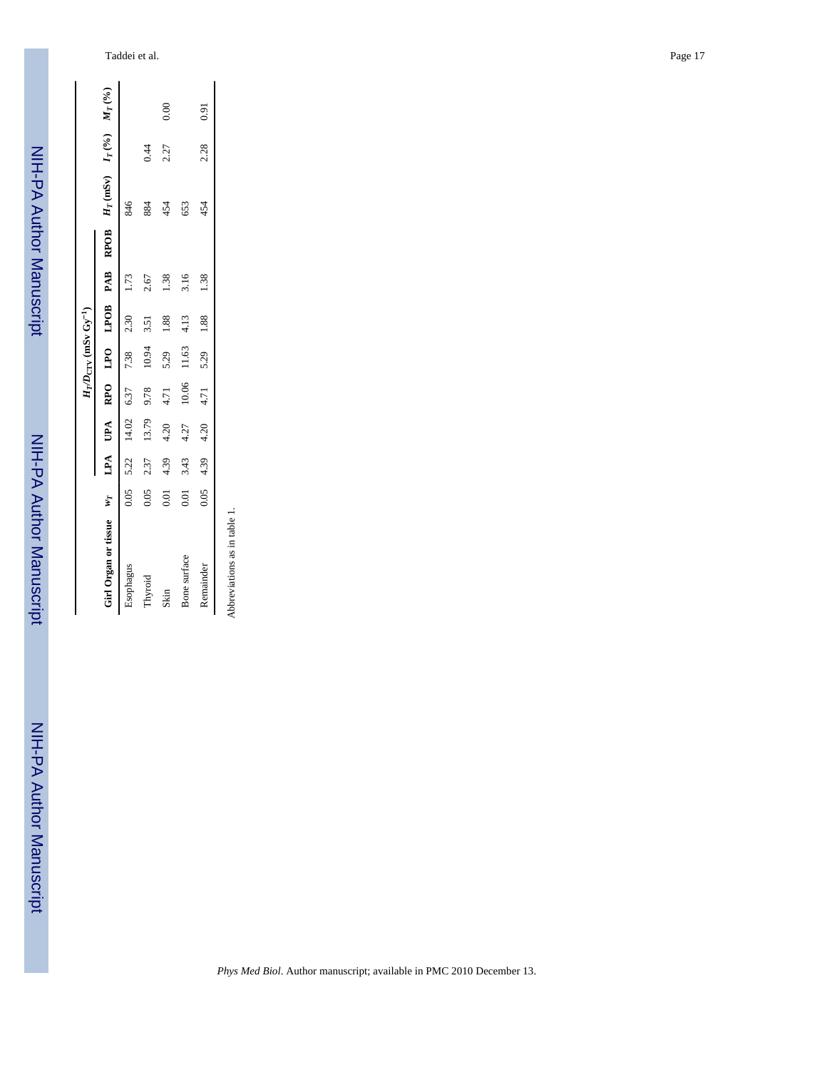| Girl Organ or tissue | $w_T$ | $H_T/D_{CTV}$ (mSv Gy$^{-1}$) | | | | | | | $H_T$ (mSv) | $I_T$ (%) | $M_T$ (%) |
|---|---|---|---|---|---|---|---|---|---|---|---|
| | | LPA | UPA | RPO | LPO | LPOB | PAB | RPOB | | | |
| Esophagus | 0.05 | 5.22 | 14.02 | 6.37 | 7.38 | 2.30 | 1.73 | | 846 | | |
| Thyroid | 0.05 | 2.37 | 13.79 | 9.78 | 10.94 | 3.51 | 2.67 | | 884 | 0.44 | |
| Skin | 0.01 | 4.39 | 4.20 | 4.71 | 5.29 | 1.88 | 1.38 | | 454 | 2.27 | 0.00 |
| Bone surface | 0.01 | 3.43 | 4.27 | 10.06 | 11.63 | 4.13 | 3.16 | | 653 | | |
| Remainder | 0.05 | 4.39 | 4.20 | 4.71 | 5.29 | 1.88 | 1.38 | | 454 | 2.28 | 0.91 |

Abbreviations as in table 1.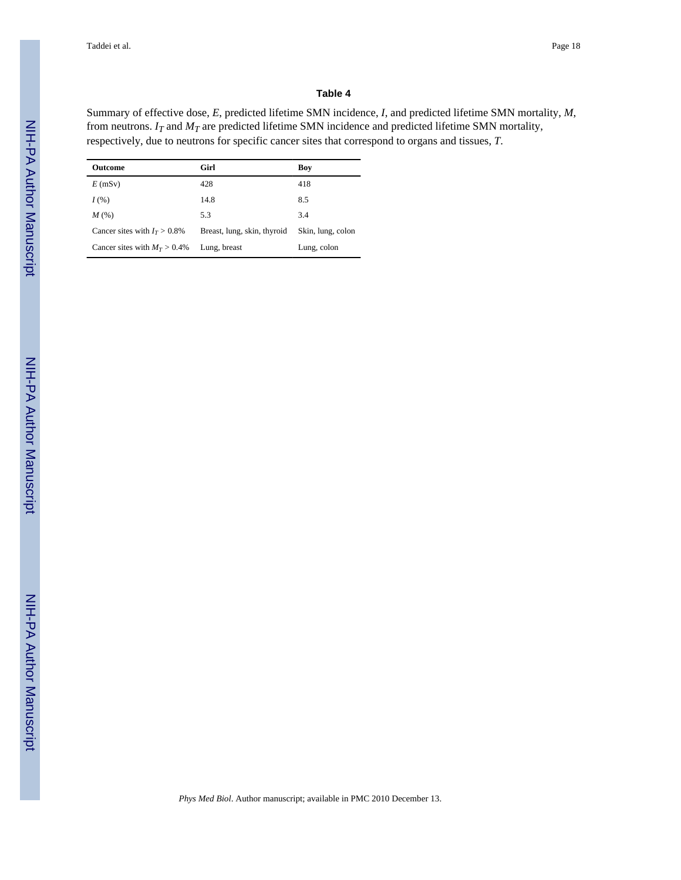### Table 4

Summary of effective dose, *E*, predicted lifetime SMN incidence, *I*, and predicted lifetime SMN mortality, *M*, from neutrons. $I_T$ and $M_T$ are predicted lifetime SMN incidence and predicted lifetime SMN mortality, respectively, due to neutrons for specific cancer sites that correspond to organs and tissues, *T*.

| Outcome | Girl | Boy |
|---|---|---|
| $E$ (mSv) | 428 | 418 |
| $I$ (%) | 14.8 | 8.5 |
| $M$ (%) | 5.3 | 3.4 |
| Cancer sites with $I_T > 0.8\%$ | Breast, lung, skin, thyroid | Skin, lung, colon |
| Cancer sites with $M_T > 0.4\%$ | Lung, breast | Lung, colon |